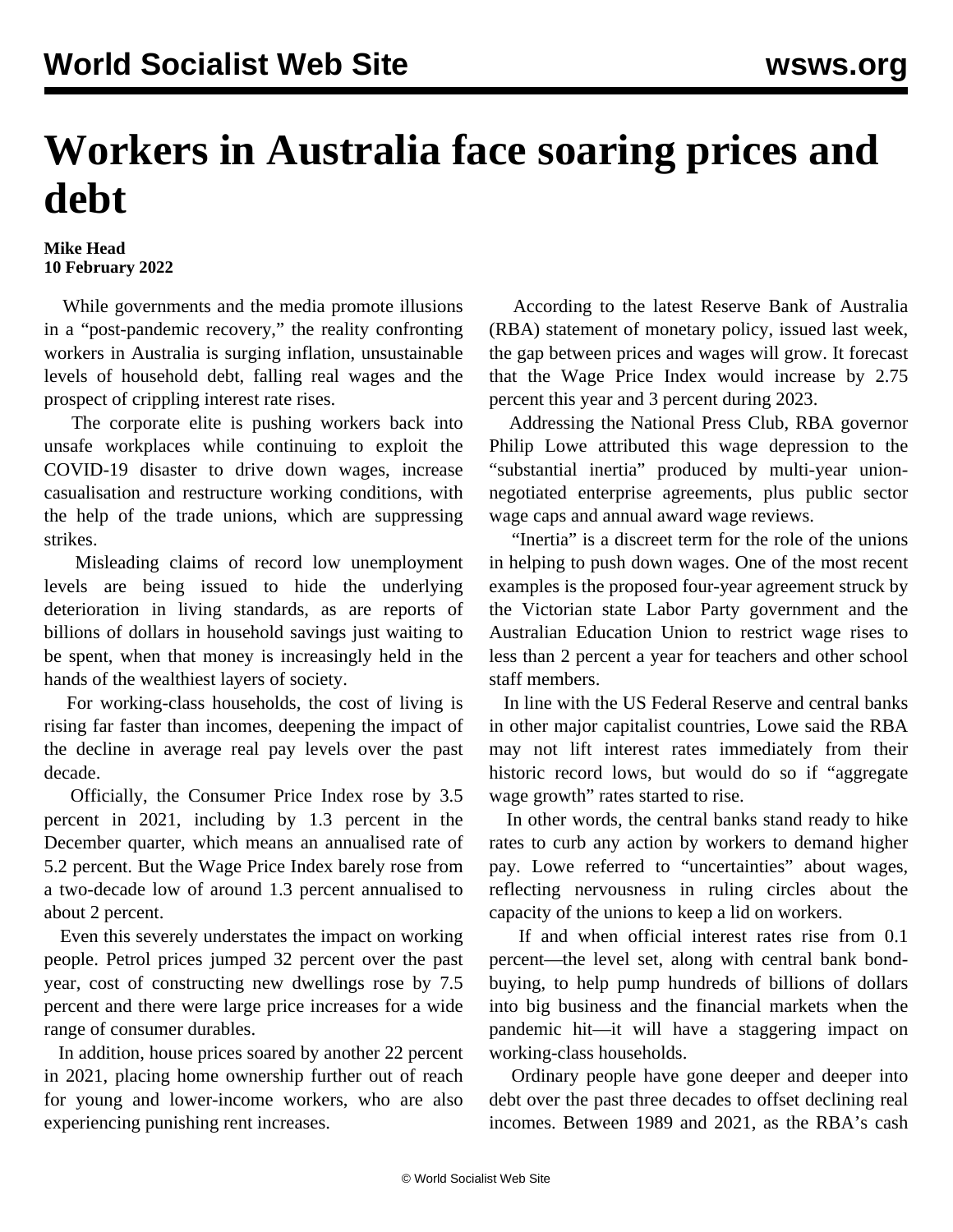# Workers in Australia face soaring prices and debt

**Mike Head**
**10 February 2022**

While governments and the media promote illusions in a "post-pandemic recovery," the reality confronting workers in Australia is surging inflation, unsustainable levels of household debt, falling real wages and the prospect of crippling interest rate rises.

The corporate elite is pushing workers back into unsafe workplaces while continuing to exploit the COVID-19 disaster to drive down wages, increase casualisation and restructure working conditions, with the help of the trade unions, which are suppressing strikes.

Misleading claims of record low unemployment levels are being issued to hide the underlying deterioration in living standards, as are reports of billions of dollars in household savings just waiting to be spent, when that money is increasingly held in the hands of the wealthiest layers of society.

For working-class households, the cost of living is rising far faster than incomes, deepening the impact of the decline in average real pay levels over the past decade.

Officially, the Consumer Price Index rose by 3.5 percent in 2021, including by 1.3 percent in the December quarter, which means an annualised rate of 5.2 percent. But the Wage Price Index barely rose from a two-decade low of around 1.3 percent annualised to about 2 percent.

Even this severely understates the impact on working people. Petrol prices jumped 32 percent over the past year, cost of constructing new dwellings rose by 7.5 percent and there were large price increases for a wide range of consumer durables.

In addition, house prices soared by another 22 percent in 2021, placing home ownership further out of reach for young and lower-income workers, who are also experiencing punishing rent increases.

According to the latest Reserve Bank of Australia (RBA) statement of monetary policy, issued last week, the gap between prices and wages will grow. It forecast that the Wage Price Index would increase by 2.75 percent this year and 3 percent during 2023.

Addressing the National Press Club, RBA governor Philip Lowe attributed this wage depression to the "substantial inertia" produced by multi-year union-negotiated enterprise agreements, plus public sector wage caps and annual award wage reviews.

"Inertia" is a discreet term for the role of the unions in helping to push down wages. One of the most recent examples is the proposed four-year agreement struck by the Victorian state Labor Party government and the Australian Education Union to restrict wage rises to less than 2 percent a year for teachers and other school staff members.

In line with the US Federal Reserve and central banks in other major capitalist countries, Lowe said the RBA may not lift interest rates immediately from their historic record lows, but would do so if "aggregate wage growth" rates started to rise.

In other words, the central banks stand ready to hike rates to curb any action by workers to demand higher pay. Lowe referred to "uncertainties" about wages, reflecting nervousness in ruling circles about the capacity of the unions to keep a lid on workers.

If and when official interest rates rise from 0.1 percent—the level set, along with central bank bond-buying, to help pump hundreds of billions of dollars into big business and the financial markets when the pandemic hit—it will have a staggering impact on working-class households.

Ordinary people have gone deeper and deeper into debt over the past three decades to offset declining real incomes. Between 1989 and 2021, as the RBA's cash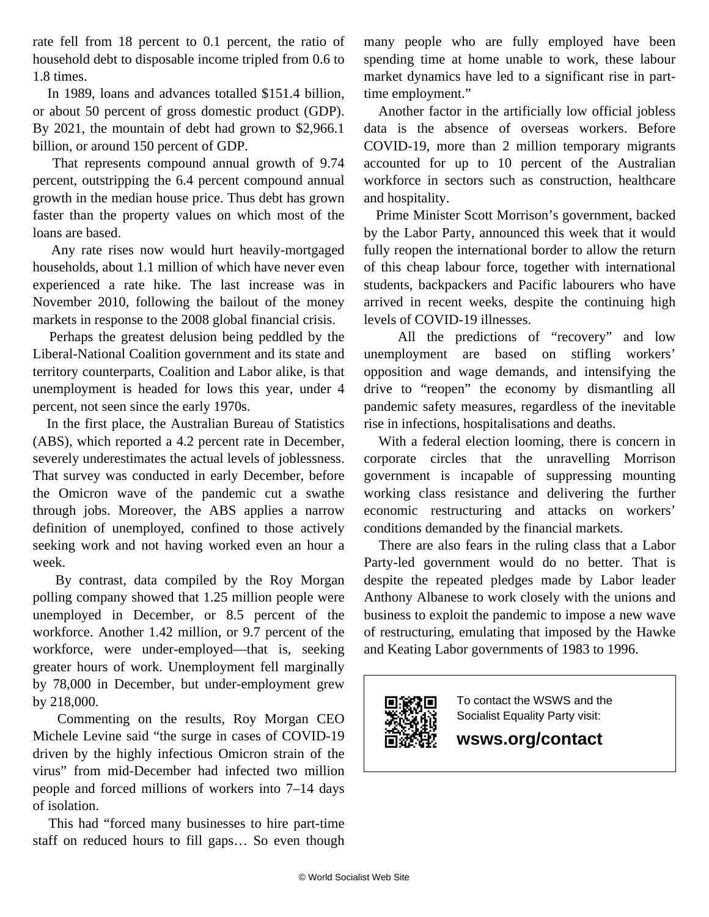rate fell from 18 percent to 0.1 percent, the ratio of household debt to disposable income tripled from 0.6 to 1.8 times.

In 1989, loans and advances totalled $151.4 billion, or about 50 percent of gross domestic product (GDP). By 2021, the mountain of debt had grown to $2,966.1 billion, or around 150 percent of GDP.

That represents compound annual growth of 9.74 percent, outstripping the 6.4 percent compound annual growth in the median house price. Thus debt has grown faster than the property values on which most of the loans are based.

Any rate rises now would hurt heavily-mortgaged households, about 1.1 million of which have never even experienced a rate hike. The last increase was in November 2010, following the bailout of the money markets in response to the 2008 global financial crisis.

Perhaps the greatest delusion being peddled by the Liberal-National Coalition government and its state and territory counterparts, Coalition and Labor alike, is that unemployment is headed for lows this year, under 4 percent, not seen since the early 1970s.

In the first place, the Australian Bureau of Statistics (ABS), which reported a 4.2 percent rate in December, severely underestimates the actual levels of joblessness. That survey was conducted in early December, before the Omicron wave of the pandemic cut a swathe through jobs. Moreover, the ABS applies a narrow definition of unemployed, confined to those actively seeking work and not having worked even an hour a week.

By contrast, data compiled by the Roy Morgan polling company showed that 1.25 million people were unemployed in December, or 8.5 percent of the workforce. Another 1.42 million, or 9.7 percent of the workforce, were under-employed—that is, seeking greater hours of work. Unemployment fell marginally by 78,000 in December, but under-employment grew by 218,000.

Commenting on the results, Roy Morgan CEO Michele Levine said "the surge in cases of COVID-19 driven by the highly infectious Omicron strain of the virus" from mid-December had infected two million people and forced millions of workers into 7–14 days of isolation.

This had "forced many businesses to hire part-time staff on reduced hours to fill gaps… So even though many people who are fully employed have been spending time at home unable to work, these labour market dynamics have led to a significant rise in part-time employment."

Another factor in the artificially low official jobless data is the absence of overseas workers. Before COVID-19, more than 2 million temporary migrants accounted for up to 10 percent of the Australian workforce in sectors such as construction, healthcare and hospitality.

Prime Minister Scott Morrison's government, backed by the Labor Party, announced this week that it would fully reopen the international border to allow the return of this cheap labour force, together with international students, backpackers and Pacific labourers who have arrived in recent weeks, despite the continuing high levels of COVID-19 illnesses.

All the predictions of "recovery" and low unemployment are based on stifling workers' opposition and wage demands, and intensifying the drive to "reopen" the economy by dismantling all pandemic safety measures, regardless of the inevitable rise in infections, hospitalisations and deaths.

With a federal election looming, there is concern in corporate circles that the unravelling Morrison government is incapable of suppressing mounting working class resistance and delivering the further economic restructuring and attacks on workers' conditions demanded by the financial markets.

There are also fears in the ruling class that a Labor Party-led government would do no better. That is despite the repeated pledges made by Labor leader Anthony Albanese to work closely with the unions and business to exploit the pandemic to impose a new wave of restructuring, emulating that imposed by the Hawke and Keating Labor governments of 1983 to 1996.

To contact the WSWS and the Socialist Equality Party visit:

**wsws.org/contact**